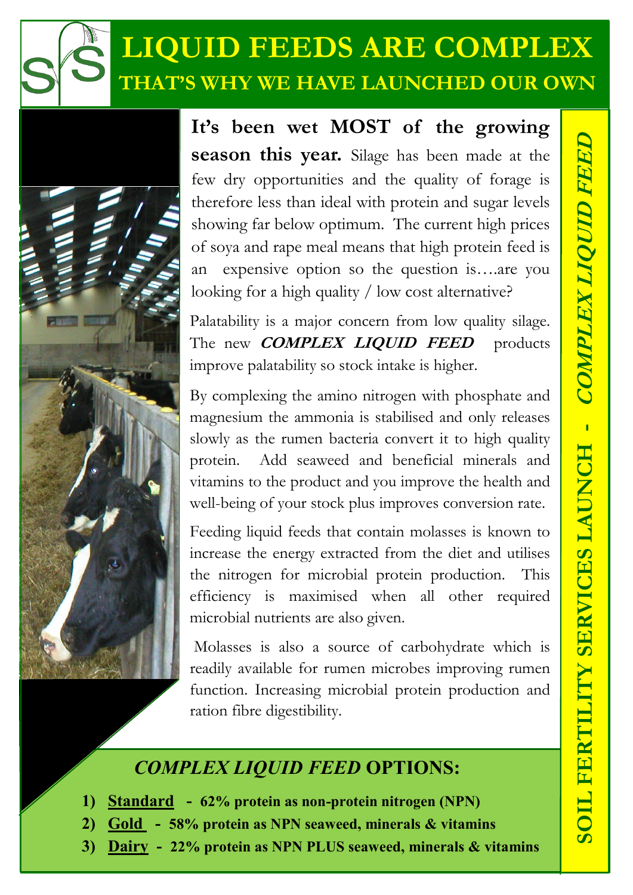# LIQUID FEEDS ARE COMPLEX

## THAT'S WHY WE HAVE LAUNCHED OUR OWN

**It's been wet MOST of the growing season this year.** Silage has been made at the few dry opportunities and the quality of forage is therefore less than ideal with protein and sugar levels showing far below optimum. The current high prices of soya and rape meal means that high protein feed is an expensive option so the question is….are you looking for a high quality / low cost alternative?

Palatability is a major concern from low quality silage. The new ***COMPLEX LIQUID FEED*** products improve palatability so stock intake is higher.

By complexing the amino nitrogen with phosphate and magnesium the ammonia is stabilised and only releases slowly as the rumen bacteria convert it to high quality protein. Add seaweed and beneficial minerals and vitamins to the product and you improve the health and well-being of your stock plus improves conversion rate.

Feeding liquid feeds that contain molasses is known to increase the energy extracted from the diet and utilises the nitrogen for microbial protein production. This efficiency is maximised when all other required microbial nutrients are also given.

Molasses is also a source of carbohydrate which is readily available for rumen microbes improving rumen function. Increasing microbial protein production and ration fibre digestibility.

## *COMPLEX LIQUID FEED* OPTIONS:

1) **Standard - 62% protein as non-protein nitrogen (NPN)**
2) **Gold - 58% protein as NPN seaweed, minerals & vitamins**
3) **Dairy - 22% protein as NPN PLUS seaweed, minerals & vitamins**

**SOIL FERTILITY SERVICES LAUNCH - *COMPLEX LIQUID FEED***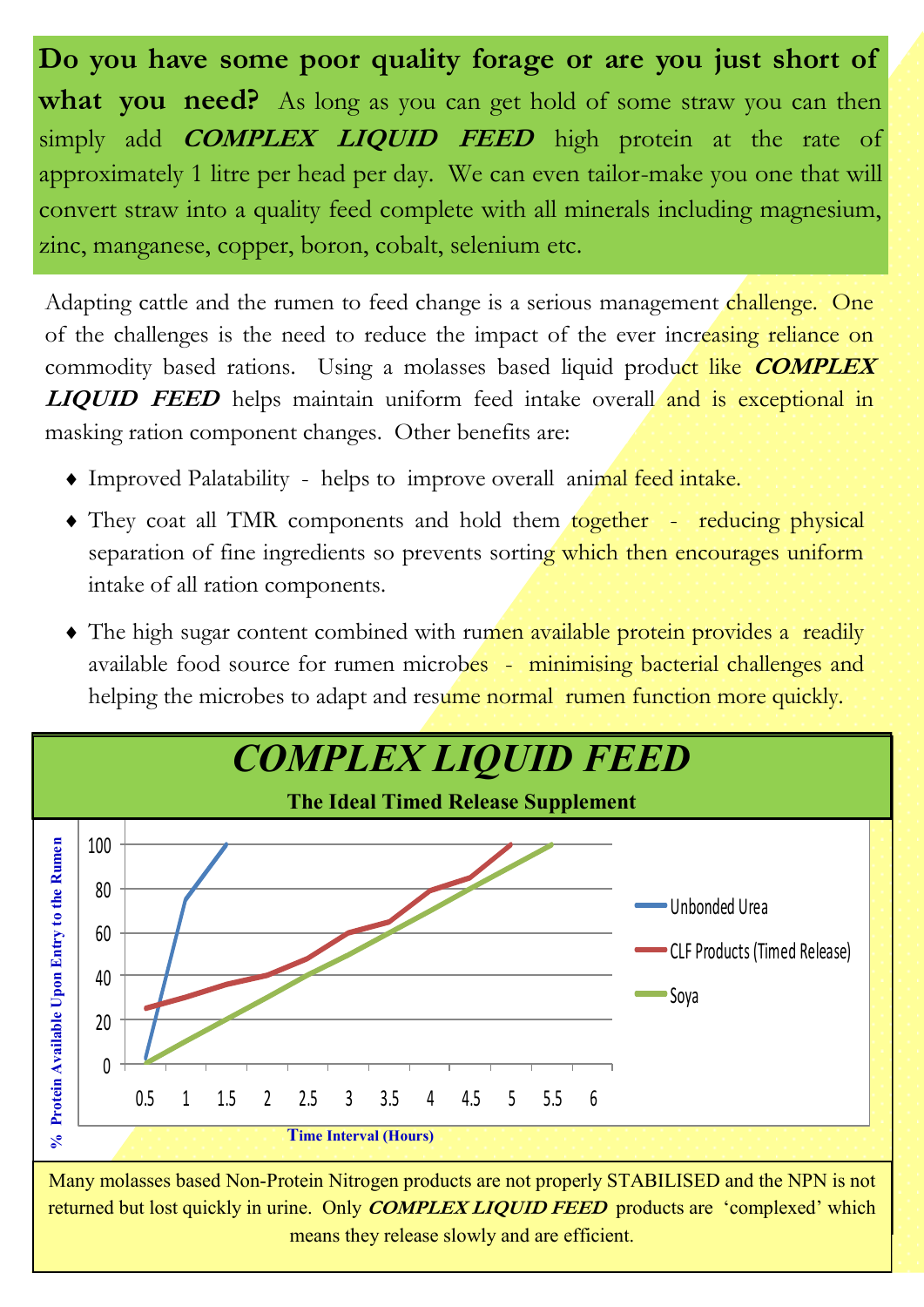**Do you have some poor quality forage or are you just short of what you need?** As long as you can get hold of some straw you can then simply add ***COMPLEX LIQUID FEED*** high protein at the rate of approximately 1 litre per head per day. We can even tailor-make you one that will convert straw into a quality feed complete with all minerals including magnesium, zinc, manganese, copper, boron, cobalt, selenium etc.

Adapting cattle and the rumen to feed change is a serious management challenge. One of the challenges is the need to reduce the impact of the ever increasing reliance on commodity based rations. Using a molasses based liquid product like ***COMPLEX LIQUID FEED*** helps maintain uniform feed intake overall and is exceptional in masking ration component changes. Other benefits are:

- Improved Palatability - helps to improve overall animal feed intake.
- They coat all TMR components and hold them together - reducing physical separation of fine ingredients so prevents sorting which then encourages uniform intake of all ration components.
- The high sugar content combined with rumen available protein provides a readily available food source for rumen microbes - minimising bacterial challenges and helping the microbes to adapt and resume normal rumen function more quickly.

# *COMPLEX LIQUID FEED*

**The Ideal Timed Release Supplement**

% Protein Available Upon Entry to the Rumen vs Time Interval (Hours)

| Time Interval (Hours) | Unbonded Urea | CLF Products (Timed Release) | Soya |
|---|---|---|---|
| 0.5 | 2 | 25 | 0 |
| 1 | 75 | 30 | 10 |
| 1.5 | 100 | 36 | 20 |
| 2 | | 40 | 30 |
| 2.5 | | 48 | 40 |
| 3 | | 60 | 50 |
| 3.5 | | 65 | 60 |
| 4 | | 79 | 70 |
| 4.5 | | 85 | 80 |
| 5 | | 100 | 90 |
| 5.5 | | | 100 |
| 6 | | | |

Many molasses based Non-Protein Nitrogen products are not properly STABILISED and the NPN is not returned but lost quickly in urine. Only ***COMPLEX LIQUID FEED*** products are 'complexed' which means they release slowly and are efficient.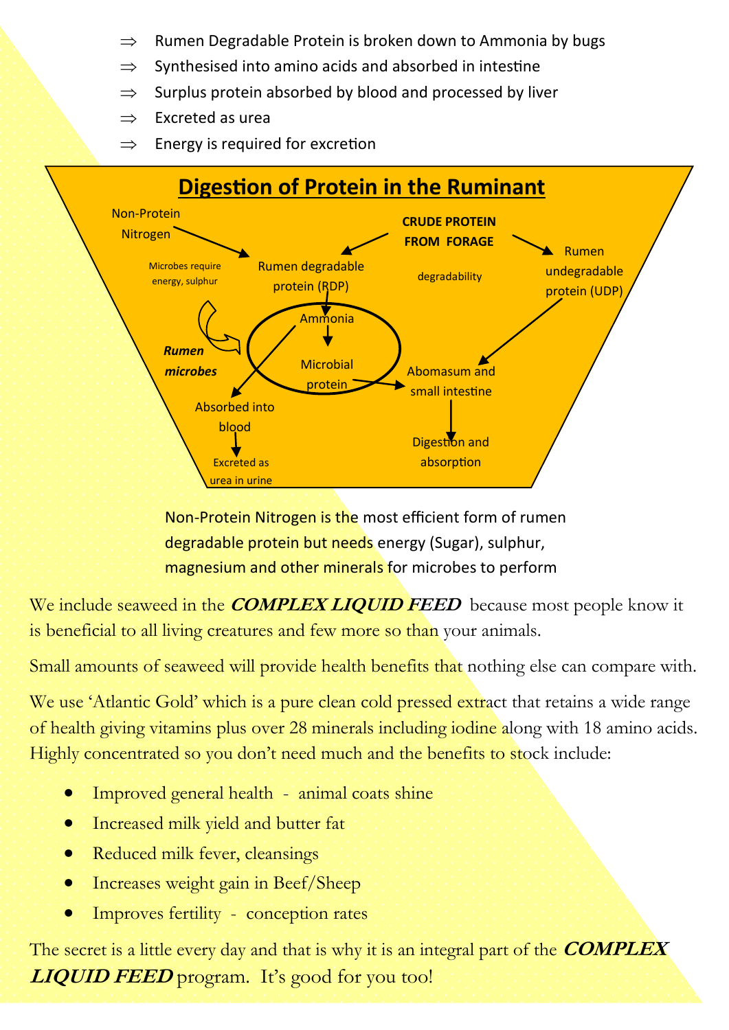- ⇒ Rumen Degradable Protein is broken down to Ammonia by bugs
- ⇒ Synthesised into amino acids and absorbed in intestine
- ⇒ Surplus protein absorbed by blood and processed by liver
- ⇒ Excreted as urea
- ⇒ Energy is required for excretion

## Digestion of Protein in the Ruminant

Non-Protein Nitrogen

CRUDE PROTEIN FROM FORAGE

Microbes require energy, sulphur

Rumen degradable protein (RDP)

degradability

Rumen undegradable protein (UDP)

Ammonia

*Rumen microbes*

Microbial protein

Abomasum and small intestine

Absorbed into blood

Digestion and absorption

Excreted as urea in urine

Non-Protein Nitrogen is the most efficient form of rumen degradable protein but needs energy (Sugar), sulphur, magnesium and other minerals for microbes to perform

We include seaweed in the ***COMPLEX LIQUID FEED*** because most people know it is beneficial to all living creatures and few more so than your animals.

Small amounts of seaweed will provide health benefits that nothing else can compare with.

We use 'Atlantic Gold' which is a pure clean cold pressed extract that retains a wide range of health giving vitamins plus over 28 minerals including iodine along with 18 amino acids. Highly concentrated so you don't need much and the benefits to stock include:

- Improved general health - animal coats shine
- Increased milk yield and butter fat
- Reduced milk fever, cleansings
- Increases weight gain in Beef/Sheep
- Improves fertility - conception rates

The secret is a little every day and that is why it is an integral part of the ***COMPLEX LIQUID FEED*** program. It's good for you too!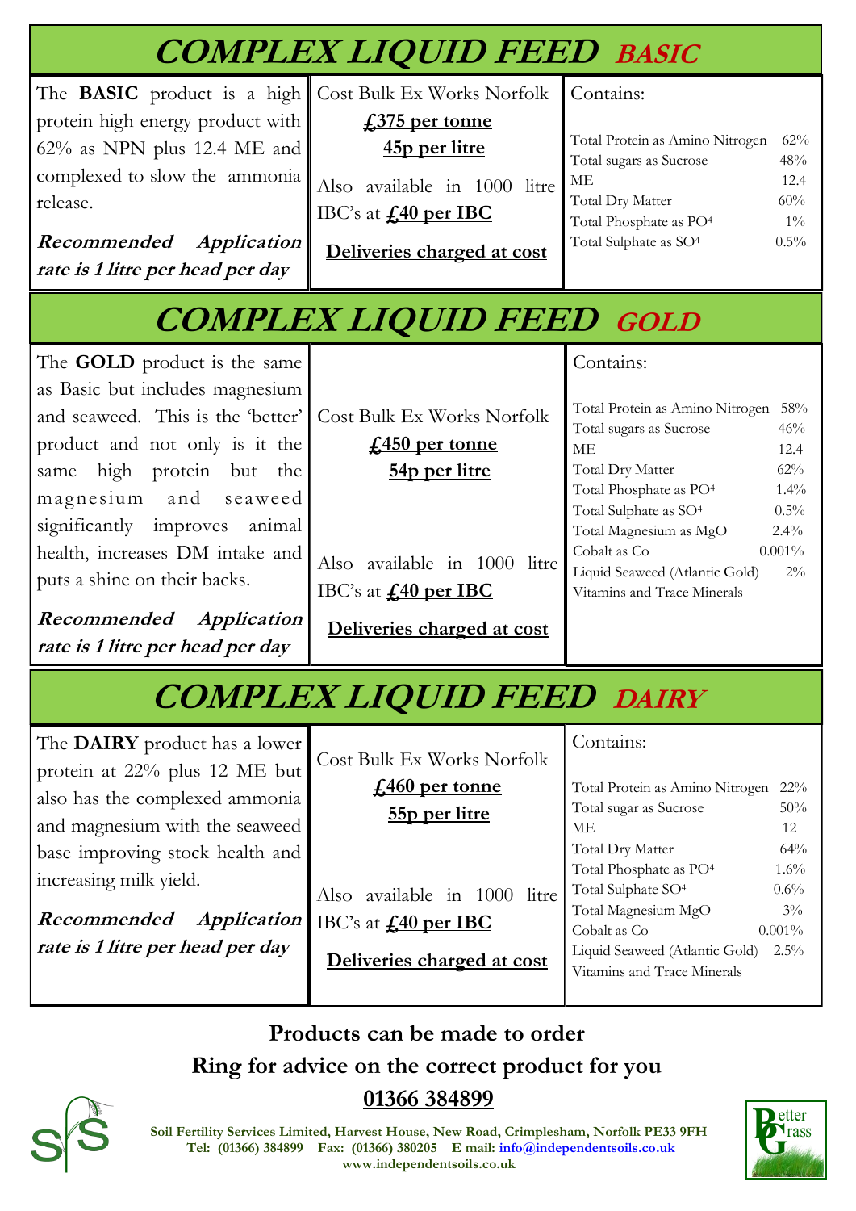# COMPLEX LIQUID FEED *BASIC*

The **BASIC** product is a high protein high energy product with 62% as NPN plus 12.4 ME and complexed to slow the ammonia release.

***Recommended Application rate is 1 litre per head per day***

Cost Bulk Ex Works Norfolk

**£375 per tonne**

**45p per litre**

Also available in 1000 litre IBC's at **£40 per IBC**

**Deliveries charged at cost**

Contains:

| | |
|---|---|
| Total Protein as Amino Nitrogen | 62% |
| Total sugars as Sucrose | 48% |
| ME | 12.4 |
| Total Dry Matter | 60% |
| Total Phosphate as $PO^4$ | 1% |
| Total Sulphate as $SO^4$ | 0.5% |

# COMPLEX LIQUID FEED *GOLD*

The **GOLD** product is the same as Basic but includes magnesium and seaweed. This is the 'better' product and not only is it the same high protein but the magnesium and seaweed significantly improves animal health, increases DM intake and puts a shine on their backs.

***Recommended Application rate is 1 litre per head per day***

Cost Bulk Ex Works Norfolk

**£450 per tonne**

**54p per litre**

Also available in 1000 litre IBC's at **£40 per IBC**

**Deliveries charged at cost**

Contains:

| | |
|---|---|
| Total Protein as Amino Nitrogen | 58% |
| Total sugars as Sucrose | 46% |
| ME | 12.4 |
| Total Dry Matter | 62% |
| Total Phosphate as $PO^4$ | 1.4% |
| Total Sulphate as $SO^4$ | 0.5% |
| Total Magnesium as MgO | 2.4% |
| Cobalt as Co | 0.001% |
| Liquid Seaweed (Atlantic Gold) | 2% |
| Vitamins and Trace Minerals | |

# COMPLEX LIQUID FEED *DAIRY*

The **DAIRY** product has a lower protein at 22% plus 12 ME but also has the complexed ammonia and magnesium with the seaweed base improving stock health and increasing milk yield.

***Recommended Application rate is 1 litre per head per day***

Cost Bulk Ex Works Norfolk

**£460 per tonne**

**55p per litre**

Also available in 1000 litre IBC's at **£40 per IBC**

**Deliveries charged at cost**

Contains:

| | |
|---|---|
| Total Protein as Amino Nitrogen | 22% |
| Total sugar as Sucrose | 50% |
| ME | 12 |
| Total Dry Matter | 64% |
| Total Phosphate as $PO^4$ | 1.6% |
| Total Sulphate $SO^4$ | 0.6% |
| Total Magnesium MgO | 3% |
| Cobalt as Co | 0.001% |
| Liquid Seaweed (Atlantic Gold) | 2.5% |
| Vitamins and Trace Minerals | |

**Products can be made to order**

**Ring for advice on the correct product for you**

**01366 384899**

**Soil Fertility Services Limited, Harvest House, New Road, Crimplesham, Norfolk PE33 9FH**
**Tel: (01366) 384899 Fax: (01366) 380205 E mail: info@independentsoils.co.uk**
**www.independentsoils.co.uk**